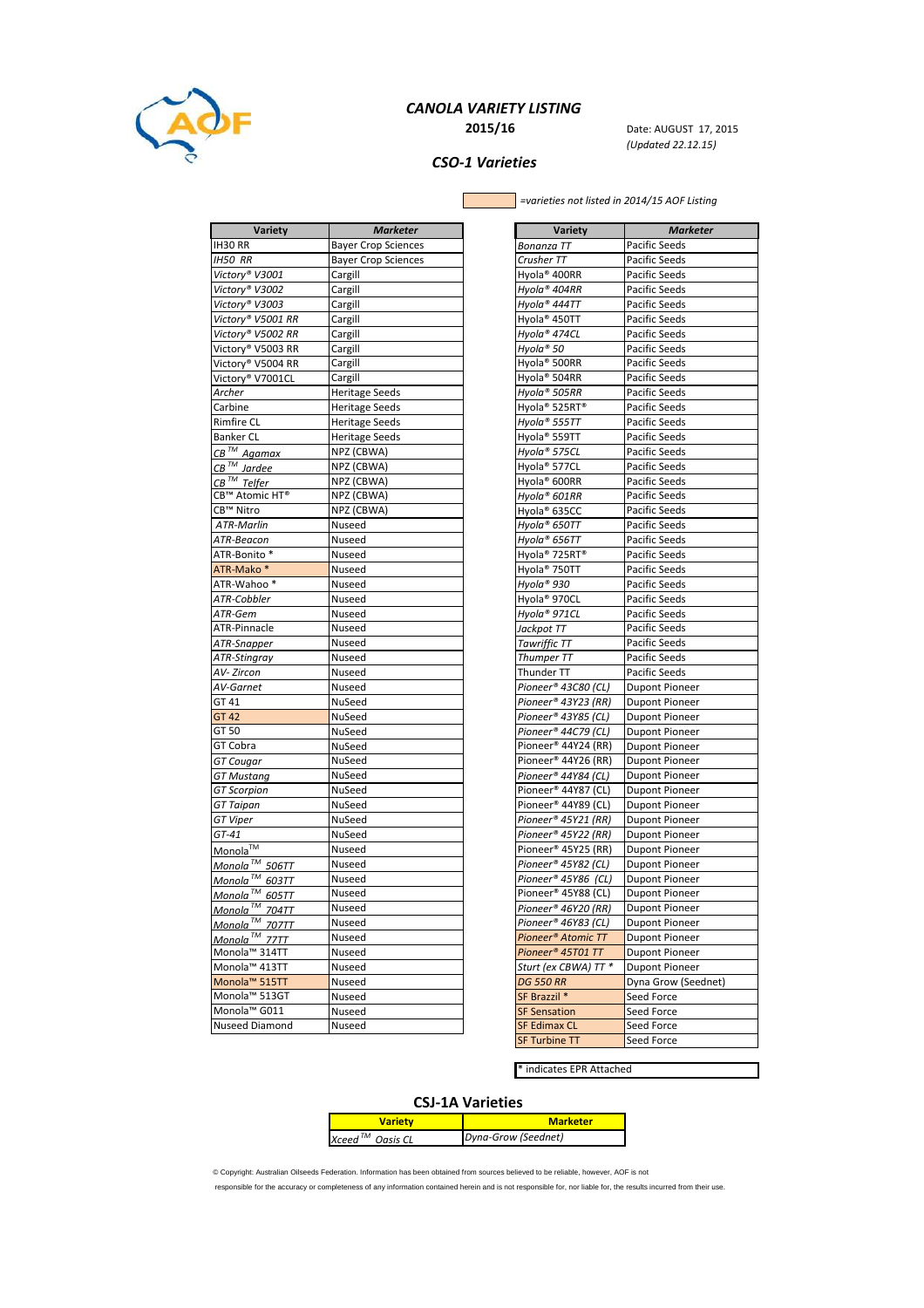# CANOLA VARIETY LISTING

**2015/16**

Date: AUGUST 17, 2015
*(Updated 22.12.15)*

## CSO-1 Varieties

*=varieties not listed in 2014/15 AOF Listing*

| Variety | Marketer |
|---|---|
| IH30 RR | Bayer Crop Sciences |
| *IH50 RR* | Bayer Crop Sciences |
| *Victory® V3001* | Cargill |
| *Victory® V3002* | Cargill |
| *Victory® V3003* | Cargill |
| *Victory® V5001 RR* | Cargill |
| *Victory® V5002 RR* | Cargill |
| Victory® V5003 RR | Cargill |
| Victory® V5004 RR | Cargill |
| Victory® V7001CL | Cargill |
| *Archer* | Heritage Seeds |
| Carbine | Heritage Seeds |
| Rimfire CL | Heritage Seeds |
| Banker CL | Heritage Seeds |
| *CB™ Agamax* | NPZ (CBWA) |
| *CB™ Jardee* | NPZ (CBWA) |
| *CB™ Telfer* | NPZ (CBWA) |
| CB™ Atomic HT® | NPZ (CBWA) |
| CB™ Nitro | NPZ (CBWA) |
| *ATR-Marlin* | Nuseed |
| *ATR-Beacon* | Nuseed |
| ATR-Bonito * | Nuseed |
| ATR-Mako * | Nuseed |
| ATR-Wahoo * | Nuseed |
| *ATR-Cobbler* | Nuseed |
| *ATR-Gem* | Nuseed |
| ATR-Pinnacle | Nuseed |
| *ATR-Snapper* | Nuseed |
| *ATR-Stingray* | Nuseed |
| *AV- Zircon* | Nuseed |
| *AV-Garnet* | Nuseed |
| GT 41 | NuSeed |
| GT 42 | NuSeed |
| GT 50 | NuSeed |
| GT Cobra | NuSeed |
| *GT Cougar* | NuSeed |
| *GT Mustang* | NuSeed |
| *GT Scorpion* | NuSeed |
| *GT Taipan* | NuSeed |
| *GT Viper* | NuSeed |
| *GT-41* | NuSeed |
| Monola™ | Nuseed |
| *Monola™ 506TT* | Nuseed |
| *Monola™ 603TT* | Nuseed |
| *Monola™ 605TT* | Nuseed |
| *Monola™ 704TT* | Nuseed |
| *Monola™ 707TT* | Nuseed |
| *Monola™ 77TT* | Nuseed |
| Monola™ 314TT | Nuseed |
| Monola™ 413TT | Nuseed |
| Monola™ 515TT | Nuseed |
| Monola™ 513GT | Nuseed |
| Monola™ G011 | Nuseed |
| Nuseed Diamond | Nuseed |
| *Bonanza TT* | Pacific Seeds |
| *Crusher TT* | Pacific Seeds |
| Hyola® 400RR | Pacific Seeds |
| *Hyola® 404RR* | Pacific Seeds |
| *Hyola® 444TT* | Pacific Seeds |
| Hyola® 450TT | Pacific Seeds |
| *Hyola® 474CL* | Pacific Seeds |
| *Hyola® 50* | Pacific Seeds |
| Hyola® 500RR | Pacific Seeds |
| Hyola® 504RR | Pacific Seeds |
| *Hyola® 505RR* | Pacific Seeds |
| Hyola® 525RT® | Pacific Seeds |
| *Hyola® 555TT* | Pacific Seeds |
| Hyola® 559TT | Pacific Seeds |
| *Hyola® 575CL* | Pacific Seeds |
| Hyola® 577CL | Pacific Seeds |
| Hyola® 600RR | Pacific Seeds |
| *Hyola® 601RR* | Pacific Seeds |
| Hyola® 635CC | Pacific Seeds |
| *Hyola® 650TT* | Pacific Seeds |
| *Hyola® 656TT* | Pacific Seeds |
| Hyola® 725RT® | Pacific Seeds |
| Hyola® 750TT | Pacific Seeds |
| *Hyola® 930* | Pacific Seeds |
| Hyola® 970CL | Pacific Seeds |
| *Hyola® 971CL* | Pacific Seeds |
| *Jackpot TT* | Pacific Seeds |
| *Tawriffic TT* | Pacific Seeds |
| *Thumper TT* | Pacific Seeds |
| Thunder TT | Pacific Seeds |
| *Pioneer® 43C80 (CL)* | Dupont Pioneer |
| *Pioneer® 43Y23 (RR)* | Dupont Pioneer |
| *Pioneer® 43Y85 (CL)* | Dupont Pioneer |
| *Pioneer® 44C79 (CL)* | Dupont Pioneer |
| Pioneer® 44Y24 (RR) | Dupont Pioneer |
| Pioneer® 44Y26 (RR) | Dupont Pioneer |
| *Pioneer® 44Y84 (CL)* | Dupont Pioneer |
| Pioneer® 44Y87 (CL) | Dupont Pioneer |
| Pioneer® 44Y89 (CL) | Dupont Pioneer |
| *Pioneer® 45Y21 (RR)* | Dupont Pioneer |
| *Pioneer® 45Y22 (RR)* | Dupont Pioneer |
| Pioneer® 45Y25 (RR) | Dupont Pioneer |
| *Pioneer® 45Y82 (CL)* | Dupont Pioneer |
| *Pioneer® 45Y86 (CL)* | Dupont Pioneer |
| Pioneer® 45Y88 (CL) | Dupont Pioneer |
| *Pioneer® 46Y20 (RR)* | Dupont Pioneer |
| *Pioneer® 46Y83 (CL)* | Dupont Pioneer |
| *Pioneer® Atomic TT* | Dupont Pioneer |
| *Pioneer® 45T01 TT* | Dupont Pioneer |
| *Sturt (ex CBWA) TT ** | Dupont Pioneer |
| *DG 550 RR* | Dyna Grow (Seednet) |
| SF Brazzil * | Seed Force |
| SF Sensation | Seed Force |
| SF Edimax CL | Seed Force |
| SF Turbine TT | Seed Force |

* indicates EPR Attached

## CSJ-1A Varieties

| Variety | Marketer |
|---|---|
| *Xceed™ Oasis CL* | *Dyna-Grow (Seednet)* |

© Copyright: Australian Oilseeds Federation. Information has been obtained from sources believed to be reliable, however, AOF is not responsible for the accuracy or completeness of any information contained herein and is not responsible for, nor liable for, the results incurred from their use.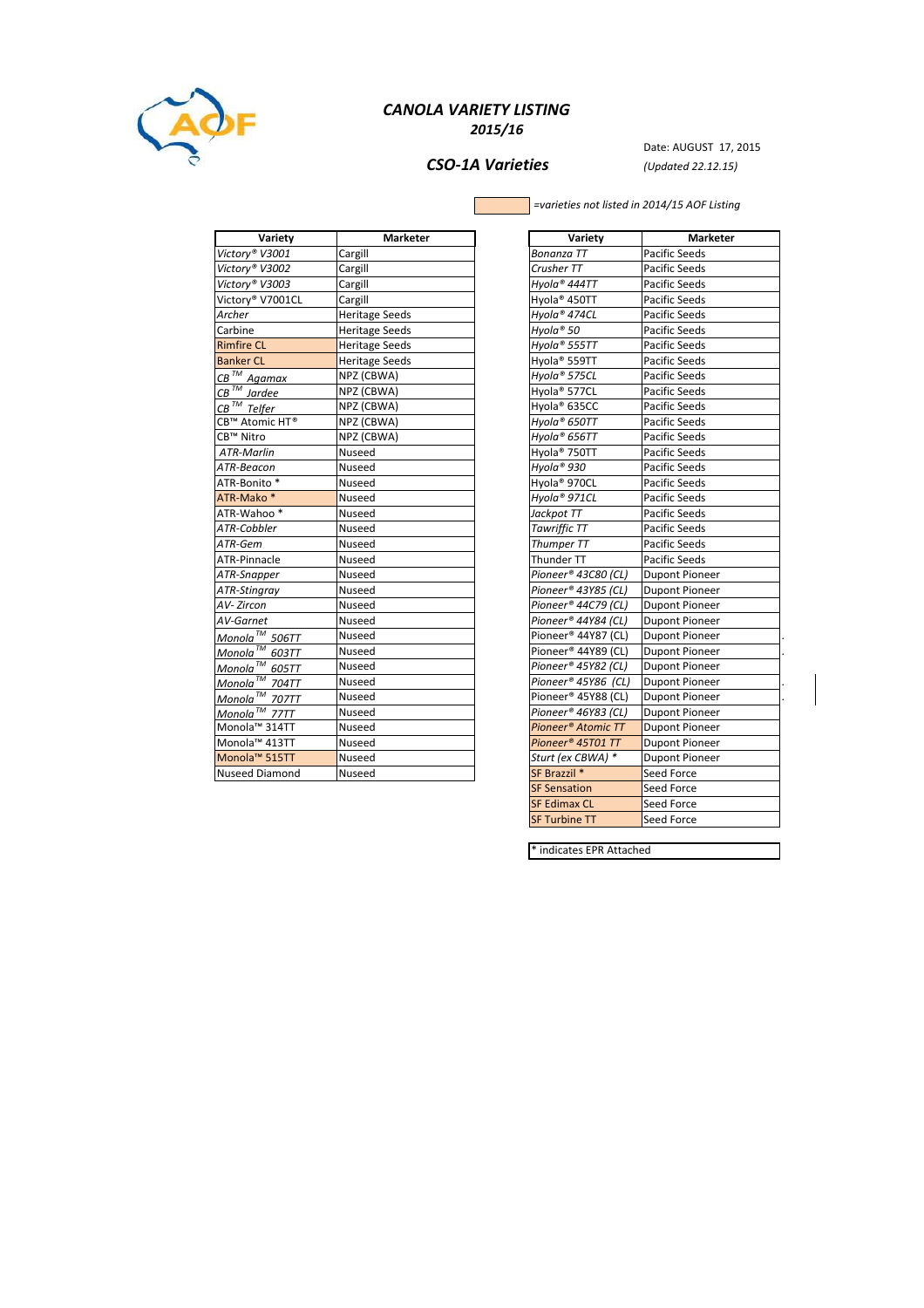# *CANOLA VARIETY LISTING*
## *2015/16*

## *CSO-1A Varieties*

Date: AUGUST 17, 2015
*(Updated 22.12.15)*

*=varieties not listed in 2014/15 AOF Listing*

| Variety | Marketer |
|---|---|
| *Victory® V3001* | Cargill |
| *Victory® V3002* | Cargill |
| *Victory® V3003* | Cargill |
| Victory® V7001CL | Cargill |
| *Archer* | Heritage Seeds |
| Carbine | Heritage Seeds |
| Rimfire CL | Heritage Seeds |
| Banker CL | Heritage Seeds |
| *CB™ Agamax* | NPZ (CBWA) |
| *CB™ Jardee* | NPZ (CBWA) |
| *CB™ Telfer* | NPZ (CBWA) |
| CB™ Atomic HT® | NPZ (CBWA) |
| CB™ Nitro | NPZ (CBWA) |
| *ATR-Marlin* | Nuseed |
| *ATR-Beacon* | Nuseed |
| ATR-Bonito * | Nuseed |
| ATR-Mako * | Nuseed |
| ATR-Wahoo * | Nuseed |
| *ATR-Cobbler* | Nuseed |
| *ATR-Gem* | Nuseed |
| ATR-Pinnacle | Nuseed |
| *ATR-Snapper* | Nuseed |
| *ATR-Stingray* | Nuseed |
| *AV- Zircon* | Nuseed |
| *AV-Garnet* | Nuseed |
| *Monola™ 506TT* | Nuseed |
| *Monola™ 603TT* | Nuseed |
| *Monola™ 605TT* | Nuseed |
| *Monola™ 704TT* | Nuseed |
| *Monola™ 707TT* | Nuseed |
| *Monola™ 77TT* | Nuseed |
| Monola™ 314TT | Nuseed |
| Monola™ 413TT | Nuseed |
| Monola™ 515TT | Nuseed |
| Nuseed Diamond | Nuseed |

| Variety | Marketer |
|---|---|
| *Bonanza TT* | Pacific Seeds |
| *Crusher TT* | Pacific Seeds |
| *Hyola® 444TT* | Pacific Seeds |
| Hyola® 450TT | Pacific Seeds |
| *Hyola® 474CL* | Pacific Seeds |
| *Hyola® 50* | Pacific Seeds |
| *Hyola® 555TT* | Pacific Seeds |
| Hyola® 559TT | Pacific Seeds |
| *Hyola® 575CL* | Pacific Seeds |
| Hyola® 577CL | Pacific Seeds |
| Hyola® 635CC | Pacific Seeds |
| *Hyola® 650TT* | Pacific Seeds |
| *Hyola® 656TT* | Pacific Seeds |
| Hyola® 750TT | Pacific Seeds |
| *Hyola® 930* | Pacific Seeds |
| Hyola® 970CL | Pacific Seeds |
| *Hyola® 971CL* | Pacific Seeds |
| *Jackpot TT* | Pacific Seeds |
| *Tawriffic TT* | Pacific Seeds |
| *Thumper TT* | Pacific Seeds |
| Thunder TT | Pacific Seeds |
| *Pioneer® 43C80 (CL)* | Dupont Pioneer |
| *Pioneer® 43Y85 (CL)* | Dupont Pioneer |
| *Pioneer® 44C79 (CL)* | Dupont Pioneer |
| *Pioneer® 44Y84 (CL)* | Dupont Pioneer |
| Pioneer® 44Y87 (CL) | Dupont Pioneer |
| Pioneer® 44Y89 (CL) | Dupont Pioneer |
| *Pioneer® 45Y82 (CL)* | Dupont Pioneer |
| *Pioneer® 45Y86 (CL)* | Dupont Pioneer |
| Pioneer® 45Y88 (CL) | Dupont Pioneer |
| *Pioneer® 46Y83 (CL)* | Dupont Pioneer |
| *Pioneer® Atomic TT* | Dupont Pioneer |
| *Pioneer® 45T01 TT* | Dupont Pioneer |
| *Sturt (ex CBWA) ** | Dupont Pioneer |
| SF Brazzil * | Seed Force |
| SF Sensation | Seed Force |
| SF Edimax CL | Seed Force |
| SF Turbine TT | Seed Force |

* indicates EPR Attached